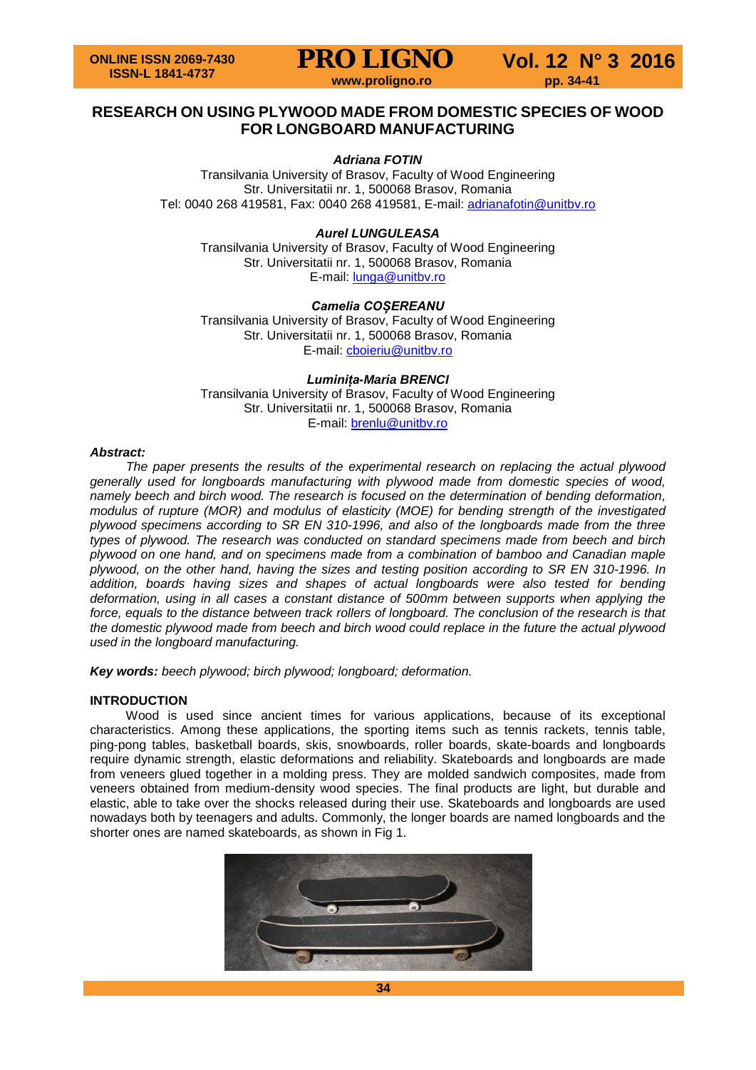# RESEARCH ON USING PLYWOOD MADE FROM DOMESTIC SPECIES OF WOOD FOR LONGBOARD MANUFACTURING

***Adriana FOTIN***
Transilvania University of Brasov, Faculty of Wood Engineering
Str. Universitatii nr. 1, 500068 Brasov, Romania
Tel: 0040 268 419581, Fax: 0040 268 419581, E-mail: adrianafotin@unitbv.ro

***Aurel LUNGULEASA***
Transilvania University of Brasov, Faculty of Wood Engineering
Str. Universitatii nr. 1, 500068 Brasov, Romania
E-mail: lunga@unitbv.ro

***Camelia COȘEREANU***
Transilvania University of Brasov, Faculty of Wood Engineering
Str. Universitatii nr. 1, 500068 Brasov, Romania
E-mail: cboieriu@unitbv.ro

***Luminița-Maria BRENCI***
Transilvania University of Brasov, Faculty of Wood Engineering
Str. Universitatii nr. 1, 500068 Brasov, Romania
E-mail: brenlu@unitbv.ro

***Abstract:***

*The paper presents the results of the experimental research on replacing the actual plywood generally used for longboards manufacturing with plywood made from domestic species of wood, namely beech and birch wood. The research is focused on the determination of bending deformation, modulus of rupture (MOR) and modulus of elasticity (MOE) for bending strength of the investigated plywood specimens according to SR EN 310-1996, and also of the longboards made from the three types of plywood. The research was conducted on standard specimens made from beech and birch plywood on one hand, and on specimens made from a combination of bamboo and Canadian maple plywood, on the other hand, having the sizes and testing position according to SR EN 310-1996. In addition, boards having sizes and shapes of actual longboards were also tested for bending deformation, using in all cases a constant distance of 500mm between supports when applying the force, equals to the distance between track rollers of longboard. The conclusion of the research is that the domestic plywood made from beech and birch wood could replace in the future the actual plywood used in the longboard manufacturing.*

**Key words:** *beech plywood; birch plywood; longboard; deformation.*

## INTRODUCTION

Wood is used since ancient times for various applications, because of its exceptional characteristics. Among these applications, the sporting items such as tennis rackets, tennis table, ping-pong tables, basketball boards, skis, snowboards, roller boards, skate-boards and longboards require dynamic strength, elastic deformations and reliability. Skateboards and longboards are made from veneers glued together in a molding press. They are molded sandwich composites, made from veneers obtained from medium-density wood species. The final products are light, but durable and elastic, able to take over the shocks released during their use. Skateboards and longboards are used nowadays both by teenagers and adults. Commonly, the longer boards are named longboards and the shorter ones are named skateboards, as shown in Fig 1.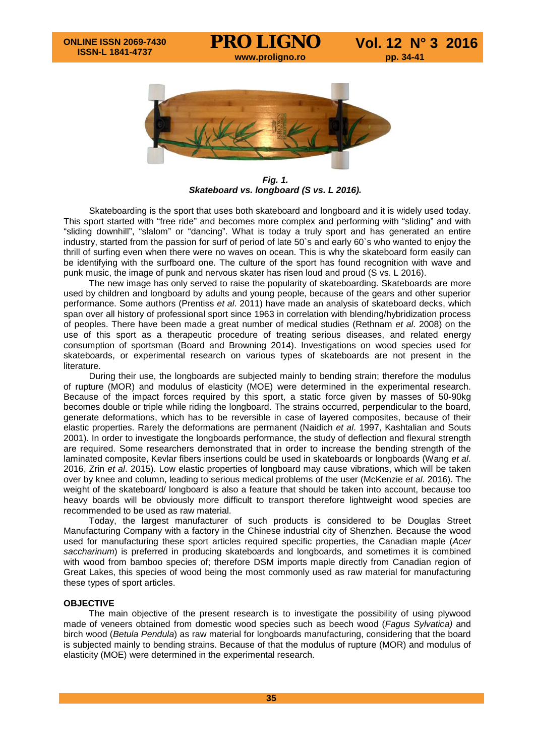*Fig. 1.*
***Skateboard vs. longboard (S vs. L 2016).***

Skateboarding is the sport that uses both skateboard and longboard and it is widely used today. This sport started with “free ride” and becomes more complex and performing with “sliding” and with “sliding downhill”, “slalom” or “dancing”. What is today a truly sport and has generated an entire industry, started from the passion for surf of period of late 50`s and early 60`s who wanted to enjoy the thrill of surfing even when there were no waves on ocean. This is why the skateboard form easily can be identifying with the surfboard one. The culture of the sport has found recognition with wave and punk music, the image of punk and nervous skater has risen loud and proud (S vs. L 2016).

The new image has only served to raise the popularity of skateboarding. Skateboards are more used by children and longboard by adults and young people, because of the gears and other superior performance. Some authors (Prentiss *et al*. 2011) have made an analysis of skateboard decks, which span over all history of professional sport since 1963 in correlation with blending/hybridization process of peoples. There have been made a great number of medical studies (Rethnam *et al*. 2008) on the use of this sport as a therapeutic procedure of treating serious diseases, and related energy consumption of sportsman (Board and Browning 2014). Investigations on wood species used for skateboards, or experimental research on various types of skateboards are not present in the literature.

During their use, the longboards are subjected mainly to bending strain; therefore the modulus of rupture (MOR) and modulus of elasticity (MOE) were determined in the experimental research. Because of the impact forces required by this sport, a static force given by masses of 50-90kg becomes double or triple while riding the longboard. The strains occurred, perpendicular to the board, generate deformations, which has to be reversible in case of layered composites, because of their elastic properties. Rarely the deformations are permanent (Naidich *et al*. 1997, Kashtalian and Souts 2001). In order to investigate the longboards performance, the study of deflection and flexural strength are required. Some researchers demonstrated that in order to increase the bending strength of the laminated composite, Kevlar fibers insertions could be used in skateboards or longboards (Wang *et al*. 2016, Zrin *et al*. 2015). Low elastic properties of longboard may cause vibrations, which will be taken over by knee and column, leading to serious medical problems of the user (McKenzie *et al*. 2016). The weight of the skateboard/ longboard is also a feature that should be taken into account, because too heavy boards will be obviously more difficult to transport therefore lightweight wood species are recommended to be used as raw material.

Today, the largest manufacturer of such products is considered to be Douglas Street Manufacturing Company with a factory in the Chinese industrial city of Shenzhen. Because the wood used for manufacturing these sport articles required specific properties, the Canadian maple (*Acer saccharinum*) is preferred in producing skateboards and longboards, and sometimes it is combined with wood from bamboo species of; therefore DSM imports maple directly from Canadian region of Great Lakes, this species of wood being the most commonly used as raw material for manufacturing these types of sport articles.

## OBJECTIVE

The main objective of the present research is to investigate the possibility of using plywood made of veneers obtained from domestic wood species such as beech wood (*Fagus Sylvatica)* and birch wood (*Betula Pendula*) as raw material for longboards manufacturing, considering that the board is subjected mainly to bending strains. Because of that the modulus of rupture (MOR) and modulus of elasticity (MOE) were determined in the experimental research.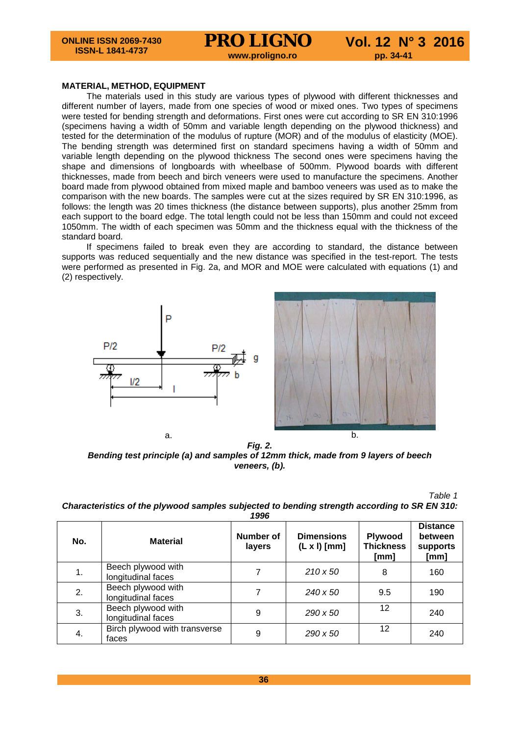## MATERIAL, METHOD, EQUIPMENT

The materials used in this study are various types of plywood with different thicknesses and different number of layers, made from one species of wood or mixed ones. Two types of specimens were tested for bending strength and deformations. First ones were cut according to SR EN 310:1996 (specimens having a width of 50mm and variable length depending on the plywood thickness) and tested for the determination of the modulus of rupture (MOR) and of the modulus of elasticity (MOE). The bending strength was determined first on standard specimens having a width of 50mm and variable length depending on the plywood thickness The second ones were specimens having the shape and dimensions of longboards with wheelbase of 500mm. Plywood boards with different thicknesses, made from beech and birch veneers were used to manufacture the specimens. Another board made from plywood obtained from mixed maple and bamboo veneers was used as to make the comparison with the new boards. The samples were cut at the sizes required by SR EN 310:1996, as follows: the length was 20 times thickness (the distance between supports), plus another 25mm from each support to the board edge. The total length could not be less than 150mm and could not exceed 1050mm. The width of each specimen was 50mm and the thickness equal with the thickness of the standard board.

If specimens failed to break even they are according to standard, the distance between supports was reduced sequentially and the new distance was specified in the test-report. The tests were performed as presented in Fig. 2a, and MOR and MOE were calculated with equations (1) and (2) respectively.

a. b.

***Fig. 2.***
***Bending test principle (a) and samples of 12mm thick, made from 9 layers of beech veneers, (b).***

*Table 1*

***Characteristics of the plywood samples subjected to bending strength according to SR EN 310: 1996***

| No. | Material | Number of layers | Dimensions (L x l) [mm] | Plywood Thickness [mm] | Distance between supports [mm] |
|---|---|---|---|---|---|
| 1. | Beech plywood with longitudinal faces | 7 | *210 x 50* | 8 | 160 |
| 2. | Beech plywood with longitudinal faces | 7 | *240 x 50* | 9.5 | 190 |
| 3. | Beech plywood with longitudinal faces | 9 | *290 x 50* | 12 | 240 |
| 4. | Birch plywood with transverse faces | 9 | *290 x 50* | 12 | 240 |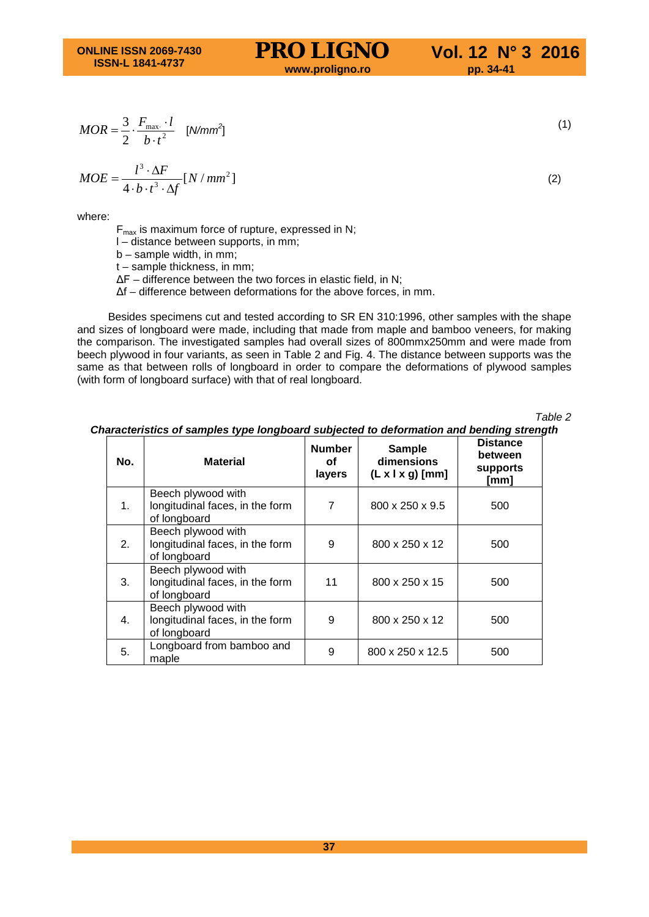$$MOR = \frac{3}{2} \cdot \frac{F_{max.} \cdot l}{b \cdot t^2} \quad [N/mm^2] \tag{1}$$

$$MOE = \frac{l^3 \cdot \Delta F}{4 \cdot b \cdot t^3 \cdot \Delta f} [N/mm^2] \tag{2}$$

where:

- $F_{max}$ is maximum force of rupture, expressed in N;
- l – distance between supports, in mm;
- b – sample width, in mm;
- t – sample thickness, in mm;
- ΔF – difference between the two forces in elastic field, in N;
- Δf – difference between deformations for the above forces, in mm.

Besides specimens cut and tested according to SR EN 310:1996, other samples with the shape and sizes of longboard were made, including that made from maple and bamboo veneers, for making the comparison. The investigated samples had overall sizes of 800mmx250mm and were made from beech plywood in four variants, as seen in Table 2 and Fig. 4. The distance between supports was the same as that between rolls of longboard in order to compare the deformations of plywood samples (with form of longboard surface) with that of real longboard.

*Table 2*

***Characteristics of samples type longboard subjected to deformation and bending strength***

| No. | Material | Number of layers | Sample dimensions (L x l x g) [mm] | Distance between supports [mm] |
|---|---|---|---|---|
| 1. | Beech plywood with longitudinal faces, in the form of longboard | 7 | 800 x 250 x 9.5 | 500 |
| 2. | Beech plywood with longitudinal faces, in the form of longboard | 9 | 800 x 250 x 12 | 500 |
| 3. | Beech plywood with longitudinal faces, in the form of longboard | 11 | 800 x 250 x 15 | 500 |
| 4. | Beech plywood with longitudinal faces, in the form of longboard | 9 | 800 x 250 x 12 | 500 |
| 5. | Longboard from bamboo and maple | 9 | 800 x 250 x 12.5 | 500 |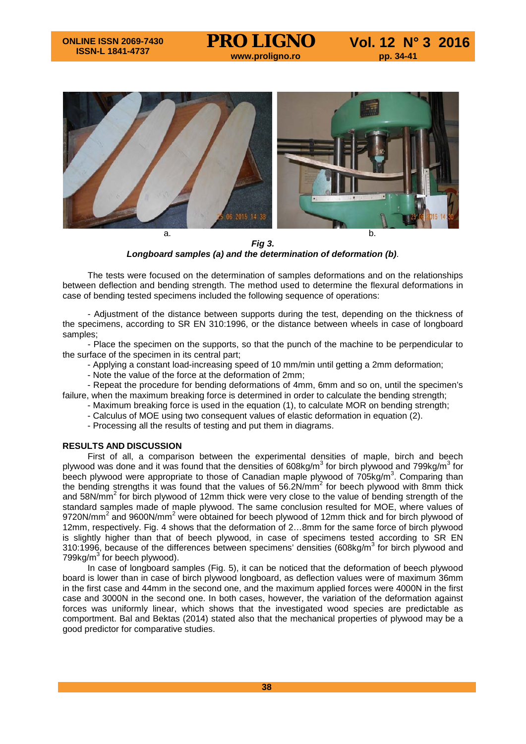a. b.

***Fig 3.***

***Longboard samples (a) and the determination of deformation (b)***.

The tests were focused on the determination of samples deformations and on the relationships between deflection and bending strength. The method used to determine the flexural deformations in case of bending tested specimens included the following sequence of operations:

- Adjustment of the distance between supports during the test, depending on the thickness of the specimens, according to SR EN 310:1996, or the distance between wheels in case of longboard samples;
- Place the specimen on the supports, so that the punch of the machine to be perpendicular to the surface of the specimen in its central part;
- Applying a constant load-increasing speed of 10 mm/min until getting a 2mm deformation;
- Note the value of the force at the deformation of 2mm;
- Repeat the procedure for bending deformations of 4mm, 6mm and so on, until the specimen's failure, when the maximum breaking force is determined in order to calculate the bending strength;
- Maximum breaking force is used in the equation (1), to calculate MOR on bending strength;
- Calculus of MOE using two consequent values of elastic deformation in equation (2).
- Processing all the results of testing and put them in diagrams.

## RESULTS AND DISCUSSION

First of all, a comparison between the experimental densities of maple, birch and beech plywood was done and it was found that the densities of 608kg/m$^3$ for birch plywood and 799kg/m$^3$ for beech plywood were appropriate to those of Canadian maple plywood of 705kg/m$^3$. Comparing than the bending strengths it was found that the values of 56.2N/mm$^2$ for beech plywood with 8mm thick and 58N/mm$^2$ for birch plywood of 12mm thick were very close to the value of bending strength of the standard samples made of maple plywood. The same conclusion resulted for MOE, where values of 9720N/mm$^2$ and 9600N/mm$^2$ were obtained for beech plywood of 12mm thick and for birch plywood of 12mm, respectively. Fig. 4 shows that the deformation of 2…8mm for the same force of birch plywood is slightly higher than that of beech plywood, in case of specimens tested according to SR EN 310:1996, because of the differences between specimens' densities (608kg/m$^3$ for birch plywood and 799kg/m$^3$ for beech plywood).

In case of longboard samples (Fig. 5), it can be noticed that the deformation of beech plywood board is lower than in case of birch plywood longboard, as deflection values were of maximum 36mm in the first case and 44mm in the second one, and the maximum applied forces were 4000N in the first case and 3000N in the second one. In both cases, however, the variation of the deformation against forces was uniformly linear, which shows that the investigated wood species are predictable as comportment. Bal and Bektas (2014) stated also that the mechanical properties of plywood may be a good predictor for comparative studies.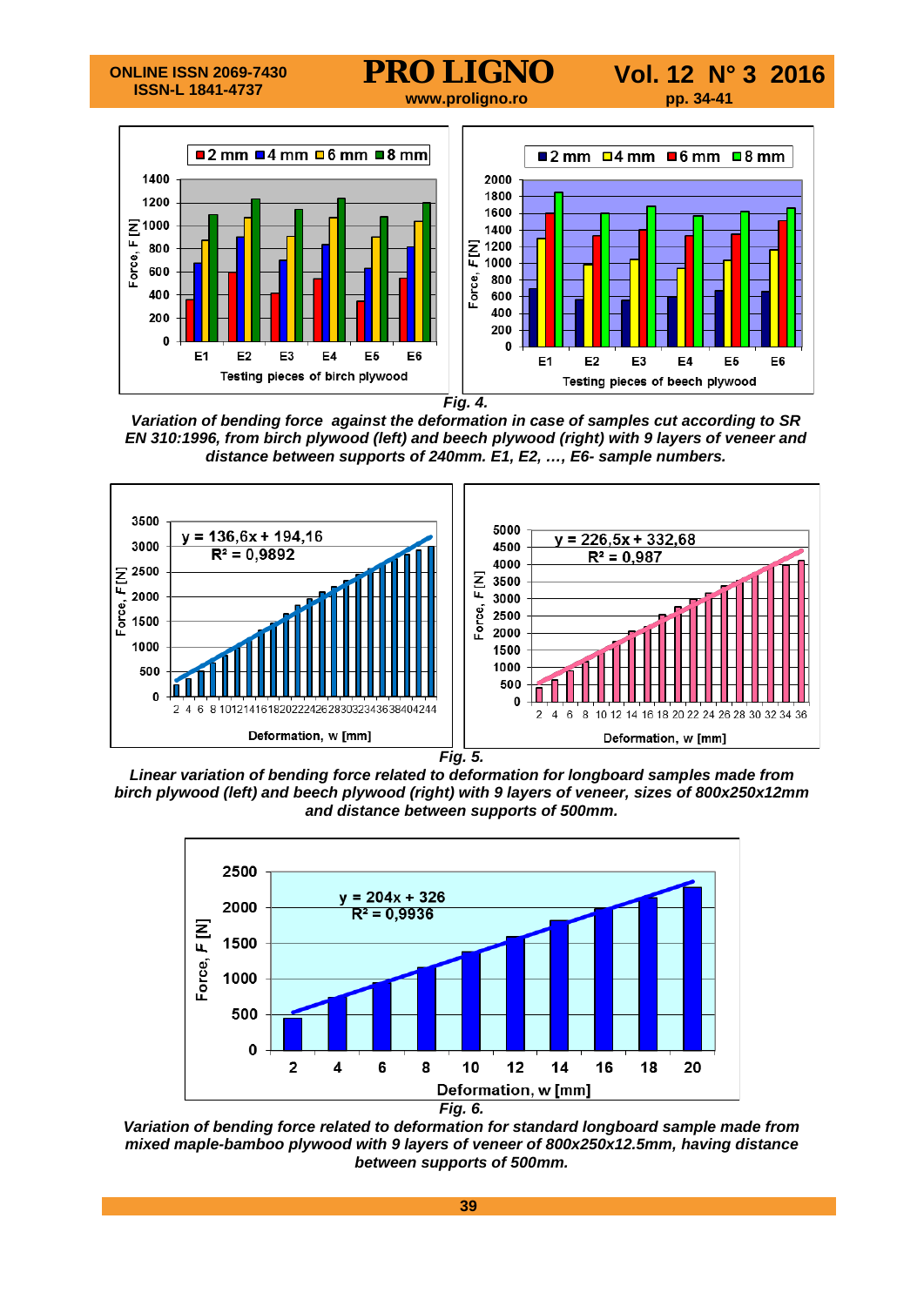*Fig. 4.*

***Variation of bending force against the deformation in case of samples cut according to SR EN 310:1996, from birch plywood (left) and beech plywood (right) with 9 layers of veneer and distance between supports of 240mm. E1, E2, …, E6- sample numbers.***

*Fig. 5.*

***Linear variation of bending force related to deformation for longboard samples made from birch plywood (left) and beech plywood (right) with 9 layers of veneer, sizes of 800x250x12mm and distance between supports of 500mm.***

*Fig. 6.*

***Variation of bending force related to deformation for standard longboard sample made from mixed maple-bamboo plywood with 9 layers of veneer of 800x250x12.5mm, having distance between supports of 500mm.***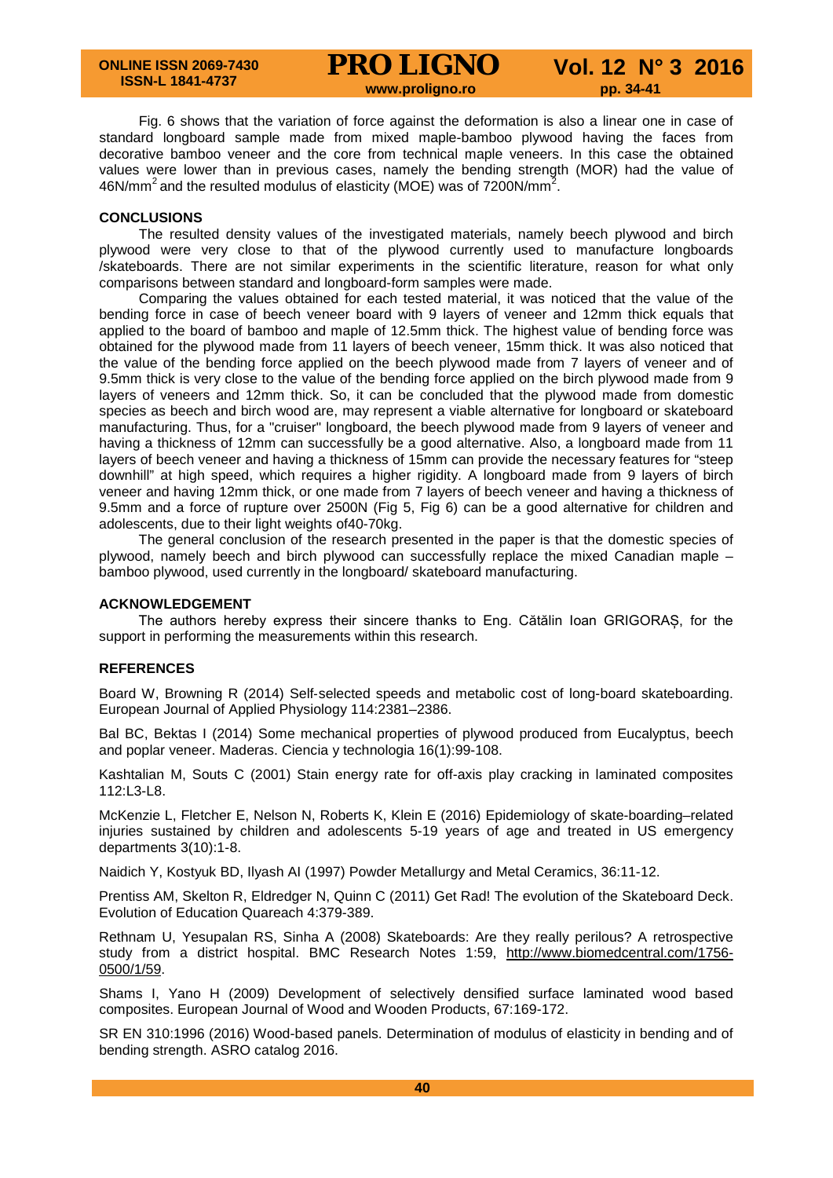Fig. 6 shows that the variation of force against the deformation is also a linear one in case of standard longboard sample made from mixed maple-bamboo plywood having the faces from decorative bamboo veneer and the core from technical maple veneers. In this case the obtained values were lower than in previous cases, namely the bending strength (MOR) had the value of $46N/mm^2$ and the resulted modulus of elasticity (MOE) was of $7200N/mm^2$.

## CONCLUSIONS

The resulted density values of the investigated materials, namely beech plywood and birch plywood were very close to that of the plywood currently used to manufacture longboards /skateboards. There are not similar experiments in the scientific literature, reason for what only comparisons between standard and longboard-form samples were made.

Comparing the values obtained for each tested material, it was noticed that the value of the bending force in case of beech veneer board with 9 layers of veneer and 12mm thick equals that applied to the board of bamboo and maple of 12.5mm thick. The highest value of bending force was obtained for the plywood made from 11 layers of beech veneer, 15mm thick. It was also noticed that the value of the bending force applied on the beech plywood made from 7 layers of veneer and of 9.5mm thick is very close to the value of the bending force applied on the birch plywood made from 9 layers of veneers and 12mm thick. So, it can be concluded that the plywood made from domestic species as beech and birch wood are, may represent a viable alternative for longboard or skateboard manufacturing. Thus, for a "cruiser" longboard, the beech plywood made from 9 layers of veneer and having a thickness of 12mm can successfully be a good alternative. Also, a longboard made from 11 layers of beech veneer and having a thickness of 15mm can provide the necessary features for "steep downhill" at high speed, which requires a higher rigidity. A longboard made from 9 layers of birch veneer and having 12mm thick, or one made from 7 layers of beech veneer and having a thickness of 9.5mm and a force of rupture over 2500N (Fig 5, Fig 6) can be a good alternative for children and adolescents, due to their light weights of40-70kg.

The general conclusion of the research presented in the paper is that the domestic species of plywood, namely beech and birch plywood can successfully replace the mixed Canadian maple – bamboo plywood, used currently in the longboard/ skateboard manufacturing.

## ACKNOWLEDGEMENT

The authors hereby express their sincere thanks to Eng. Cătălin Ioan GRIGORAȘ, for the support in performing the measurements within this research.

## REFERENCES

Board W, Browning R (2014) Self-selected speeds and metabolic cost of long-board skateboarding. European Journal of Applied Physiology 114:2381–2386.

Bal BC, Bektas I (2014) Some mechanical properties of plywood produced from Eucalyptus, beech and poplar veneer. Maderas. Ciencia y technologia 16(1):99-108.

Kashtalian M, Souts C (2001) Stain energy rate for off-axis play cracking in laminated composites 112:L3-L8.

McKenzie L, Fletcher E, Nelson N, Roberts K, Klein E (2016) Epidemiology of skate-boarding–related injuries sustained by children and adolescents 5-19 years of age and treated in US emergency departments 3(10):1-8.

Naidich Y, Kostyuk BD, Ilyash AI (1997) Powder Metallurgy and Metal Ceramics, 36:11-12.

Prentiss AM, Skelton R, Eldredger N, Quinn C (2011) Get Rad! The evolution of the Skateboard Deck. Evolution of Education Quareach 4:379-389.

Rethnam U, Yesupalan RS, Sinha A (2008) Skateboards: Are they really perilous? A retrospective study from a district hospital. BMC Research Notes 1:59, http://www.biomedcentral.com/1756-0500/1/59.

Shams I, Yano H (2009) Development of selectively densified surface laminated wood based composites. European Journal of Wood and Wooden Products, 67:169-172.

SR EN 310:1996 (2016) Wood-based panels. Determination of modulus of elasticity in bending and of bending strength. ASRO catalog 2016.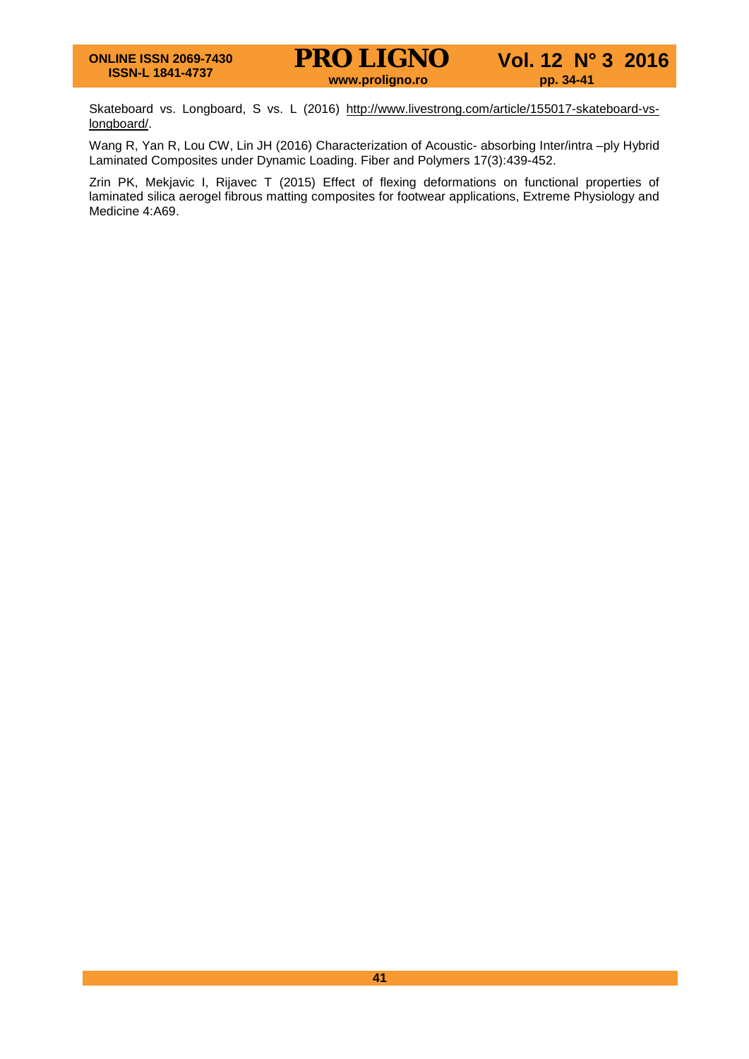Skateboard vs. Longboard, S vs. L (2016) http://www.livestrong.com/article/155017-skateboard-vs-longboard/.

Wang R, Yan R, Lou CW, Lin JH (2016) Characterization of Acoustic- absorbing Inter/intra –ply Hybrid Laminated Composites under Dynamic Loading. Fiber and Polymers 17(3):439-452.

Zrin PK, Mekjavic I, Rijavec T (2015) Effect of flexing deformations on functional properties of laminated silica aerogel fibrous matting composites for footwear applications, Extreme Physiology and Medicine 4:A69.